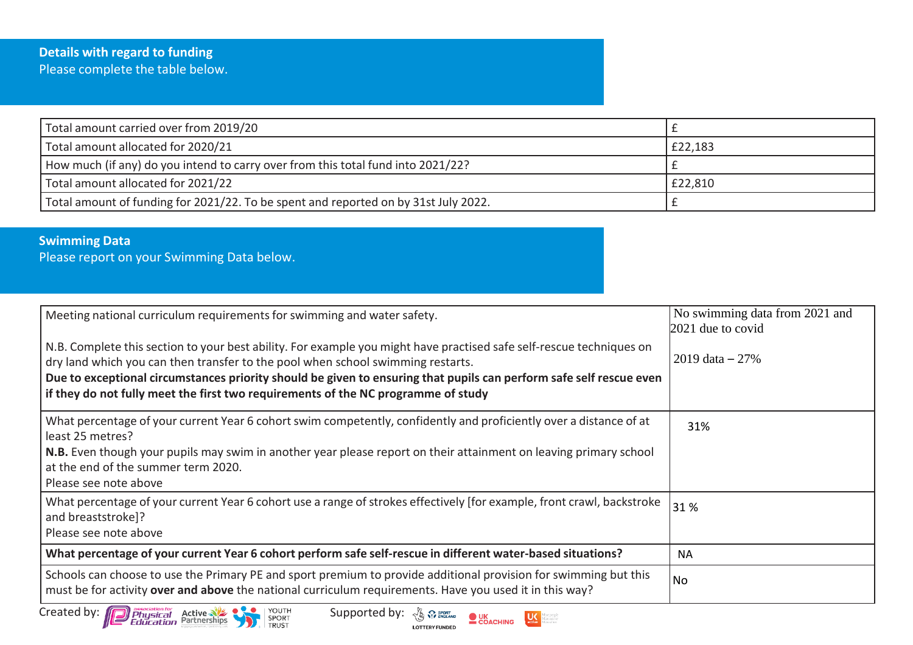## Details with regard to funding

Please complete the table below.

| | |
|---|---|
| Total amount carried over from 2019/20 | £ |
| Total amount allocated for 2020/21 | £22,183 |
| How much (if any) do you intend to carry over from this total fund into 2021/22? | £ |
| Total amount allocated for 2021/22 | £22,810 |
| Total amount of funding for 2021/22. To be spent and reported on by 31st July 2022. | £ |

## Swimming Data

Please report on your Swimming Data below.

| | |
|---|---|
| Meeting national curriculum requirements for swimming and water safety.<br><br>N.B. Complete this section to your best ability. For example you might have practised safe self-rescue techniques on dry land which you can then transfer to the pool when school swimming restarts.<br>**Due to exceptional circumstances priority should be given to ensuring that pupils can perform safe self rescue even if they do not fully meet the first two requirements of the NC programme of study** | No swimming data from 2021 and 2021 due to covid<br><br>2019 data – 27% |
| What percentage of your current Year 6 cohort swim competently, confidently and proficiently over a distance of at least 25 metres?<br>**N.B.** Even though your pupils may swim in another year please report on their attainment on leaving primary school at the end of the summer term 2020.<br>Please see note above | 31% |
| What percentage of your current Year 6 cohort use a range of strokes effectively [for example, front crawl, backstroke and breaststroke]?<br>Please see note above | 31 % |
| **What percentage of your current Year 6 cohort perform safe self-rescue in different water-based situations?** | NA |
| Schools can choose to use the Primary PE and sport premium to provide additional provision for swimming but this must be for activity **over and above** the national curriculum requirements. Have you used it in this way? | No |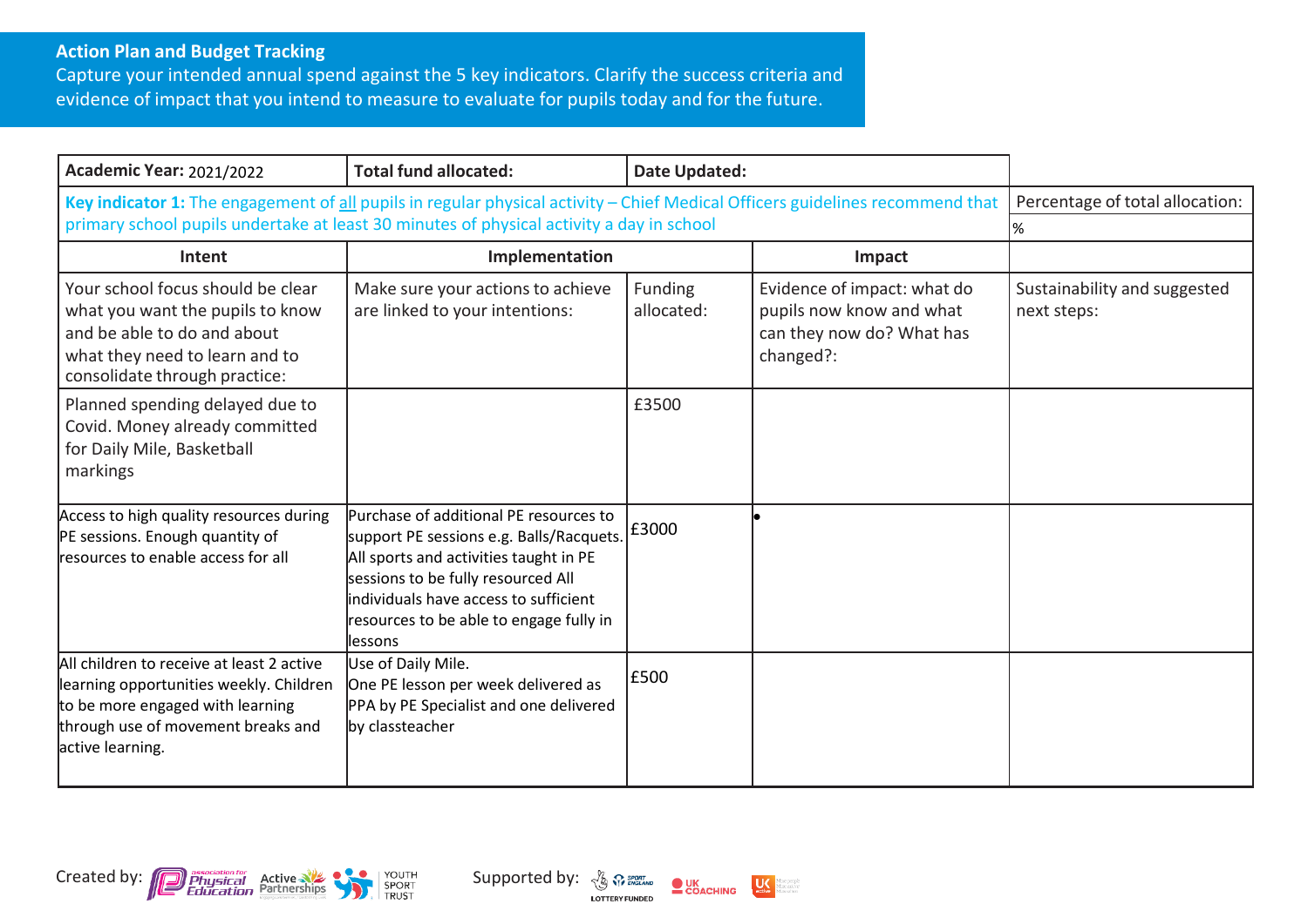## Action Plan and Budget Tracking

Capture your intended annual spend against the 5 key indicators. Clarify the success criteria and evidence of impact that you intend to measure to evaluate for pupils today and for the future.

| **Academic Year:** 2021/2022 | **Total fund allocated:** | **Date Updated:** | | |
|---|---|---|---|---|
| **Key indicator 1:** The engagement of all pupils in regular physical activity – Chief Medical Officers guidelines recommend that primary school pupils undertake at least 30 minutes of physical activity a day in school | | | | Percentage of total allocation: |
| | | | | % |
| **Intent** | **Implementation** | | **Impact** | |
| Your school focus should be clear what you want the pupils to know and be able to do and about what they need to learn and to consolidate through practice: | Make sure your actions to achieve are linked to your intentions: | Funding allocated: | Evidence of impact: what do pupils now know and what can they now do? What has changed?: | Sustainability and suggested next steps: |
| Planned spending delayed due to Covid. Money already committed for Daily Mile, Basketball markings | | £3500 | | |
| Access to high quality resources during PE sessions. Enough quantity of resources to enable access for all | Purchase of additional PE resources to support PE sessions e.g. Balls/Racquets. All sports and activities taught in PE sessions to be fully resourced All individuals have access to sufficient resources to be able to engage fully in lessons | £3000 | • | |
| All children to receive at least 2 active learning opportunities weekly. Children to be more engaged with learning through use of movement breaks and active learning. | Use of Daily Mile.<br>One PE lesson per week delivered as PPA by PE Specialist and one delivered by classteacher | £500 | | |

Created by: association for Physical Education, Active Partnerships, Youth Sport Trust

Supported by: Sport England, UK Coaching, UK Active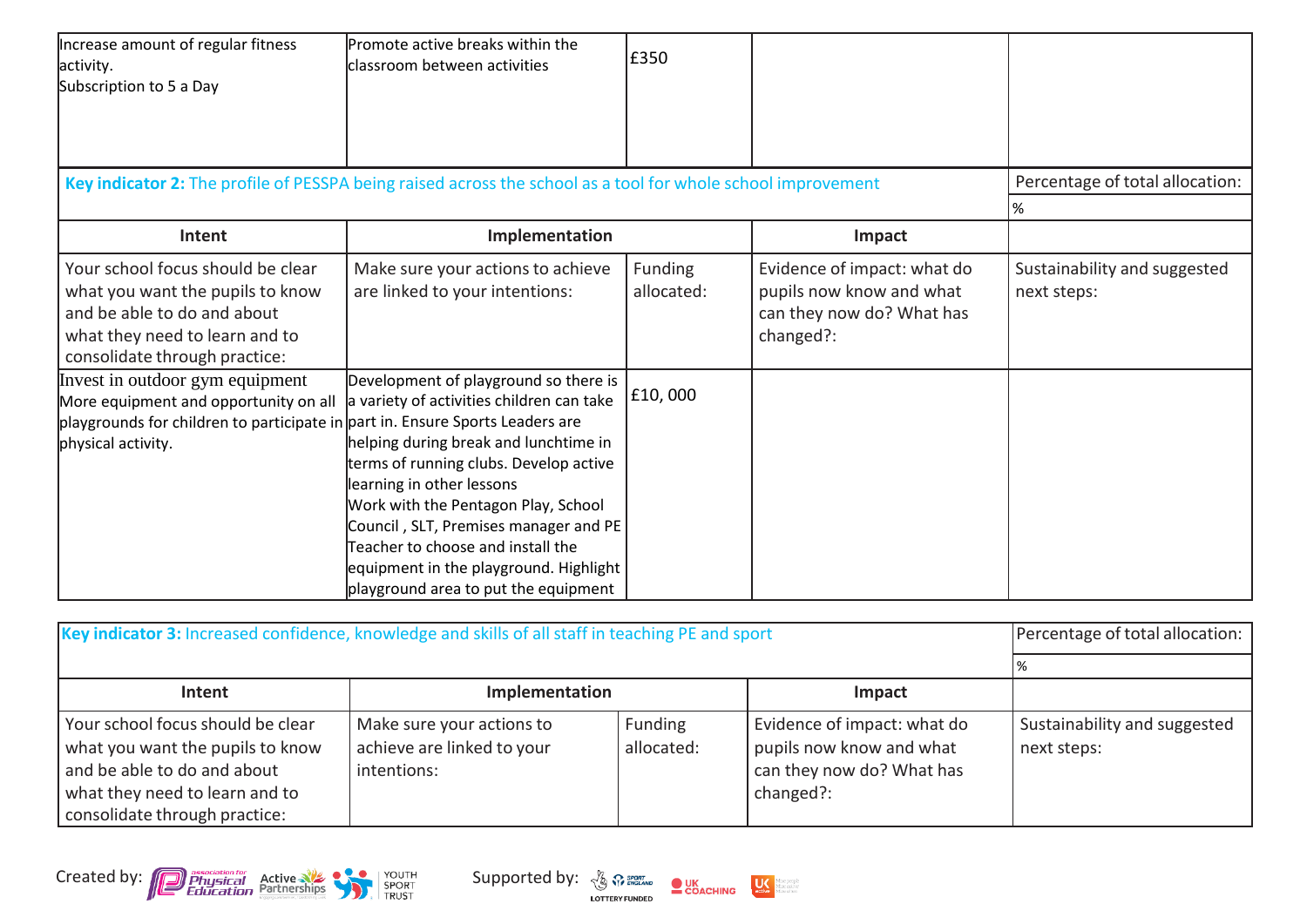| Increase amount of regular fitness activity.<br>Subscription to 5 a Day | Promote active breaks within the classroom between activities | £350 | | |
|---|---|---|---|---|

| **Key indicator 2:** The profile of PESSPA being raised across the school as a tool for whole school improvement | | | | Percentage of total allocation: |
|---|---|---|---|---|
| | | | | % |
| **Intent** | **Implementation** | | **Impact** | |
| Your school focus should be clear what you want the pupils to know and be able to do and about what they need to learn and to consolidate through practice: | Make sure your actions to achieve are linked to your intentions: | Funding allocated: | Evidence of impact: what do pupils now know and what can they now do? What has changed?: | Sustainability and suggested next steps: |
| Invest in outdoor gym equipment<br>More equipment and opportunity on all playgrounds for children to participate in physical activity. | Development of playground so there is a variety of activities children can take part in. Ensure Sports Leaders are helping during break and lunchtime in terms of running clubs. Develop active learning in other lessons<br>Work with the Pentagon Play, School Council , SLT, Premises manager and PE Teacher to choose and install the equipment in the playground. Highlight playground area to put the equipment | £10, 000 | | |

| **Key indicator 3:** Increased confidence, knowledge and skills of all staff in teaching PE and sport | | | | Percentage of total allocation: |
|---|---|---|---|---|
| | | | | % |
| **Intent** | **Implementation** | | **Impact** | |
| Your school focus should be clear what you want the pupils to know and be able to do and about what they need to learn and to consolidate through practice: | Make sure your actions to achieve are linked to your intentions: | Funding allocated: | Evidence of impact: what do pupils now know and what can they now do? What has changed?: | Sustainability and suggested next steps: |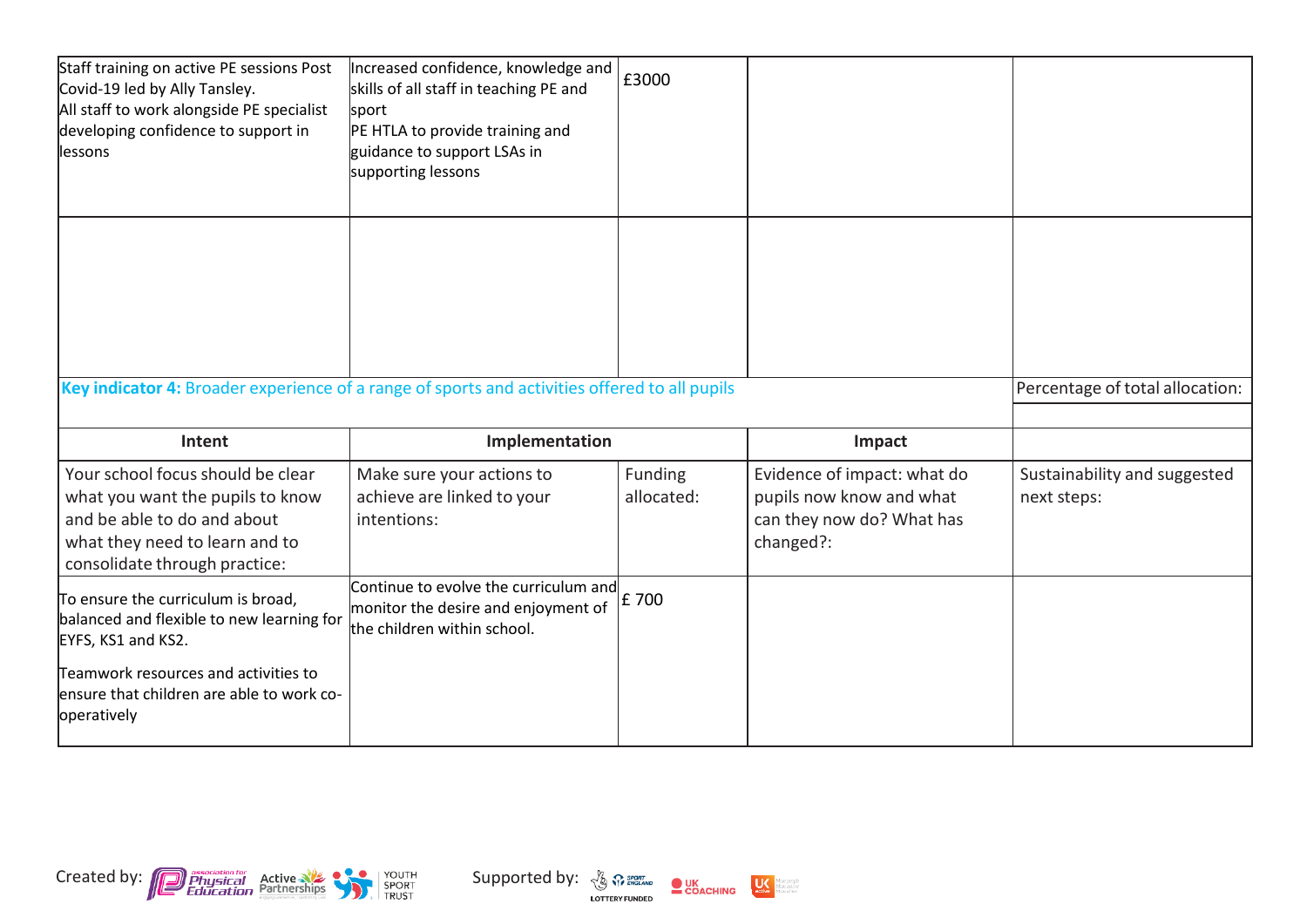| Staff training on active PE sessions Post Covid-19 led by Ally Tansley.<br>All staff to work alongside PE specialist developing confidence to support in lessons | Increased confidence, knowledge and skills of all staff in teaching PE and sport<br>PE HTLA to provide training and guidance to support LSAs in supporting lessons | £3000 | | |
|---|---|---|---|---|
| | | | | |

| **Key indicator 4:** Broader experience of a range of sports and activities offered to all pupils | | | | Percentage of total allocation: |
|---|---|---|---|---|
| | | | | |
| **Intent** | **Implementation** | | **Impact** | |
| Your school focus should be clear what you want the pupils to know and be able to do and about what they need to learn and to consolidate through practice: | Make sure your actions to achieve are linked to your intentions: | Funding allocated: | Evidence of impact: what do pupils now know and what can they now do? What has changed?: | Sustainability and suggested next steps: |
| To ensure the curriculum is broad, balanced and flexible to new learning for EYFS, KS1 and KS2.<br><br>Teamwork resources and activities to ensure that children are able to work co-operatively | Continue to evolve the curriculum and monitor the desire and enjoyment of the children within school. | £ 700 | | |

Created by: association for Physical Education, Active Partnerships, Youth Sport Trust

Supported by: Sport England (Lottery Funded), UK Coaching, UK Active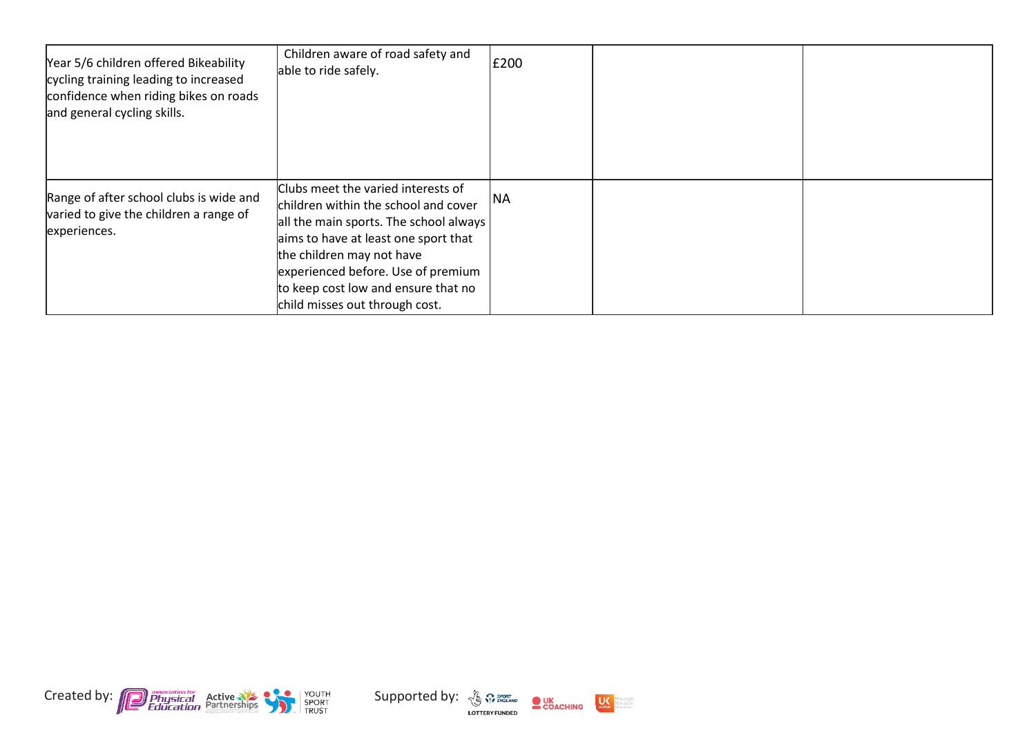| | | | | |
|---|---|---|---|---|
| Year 5/6 children offered Bikeability cycling training leading to increased confidence when riding bikes on roads and general cycling skills. | Children aware of road safety and able to ride safely. | £200 | | |
| Range of after school clubs is wide and varied to give the children a range of experiences. | Clubs meet the varied interests of children within the school and cover all the main sports. The school always aims to have at least one sport that the children may not have experienced before. Use of premium to keep cost low and ensure that no child misses out through cost. | NA | | |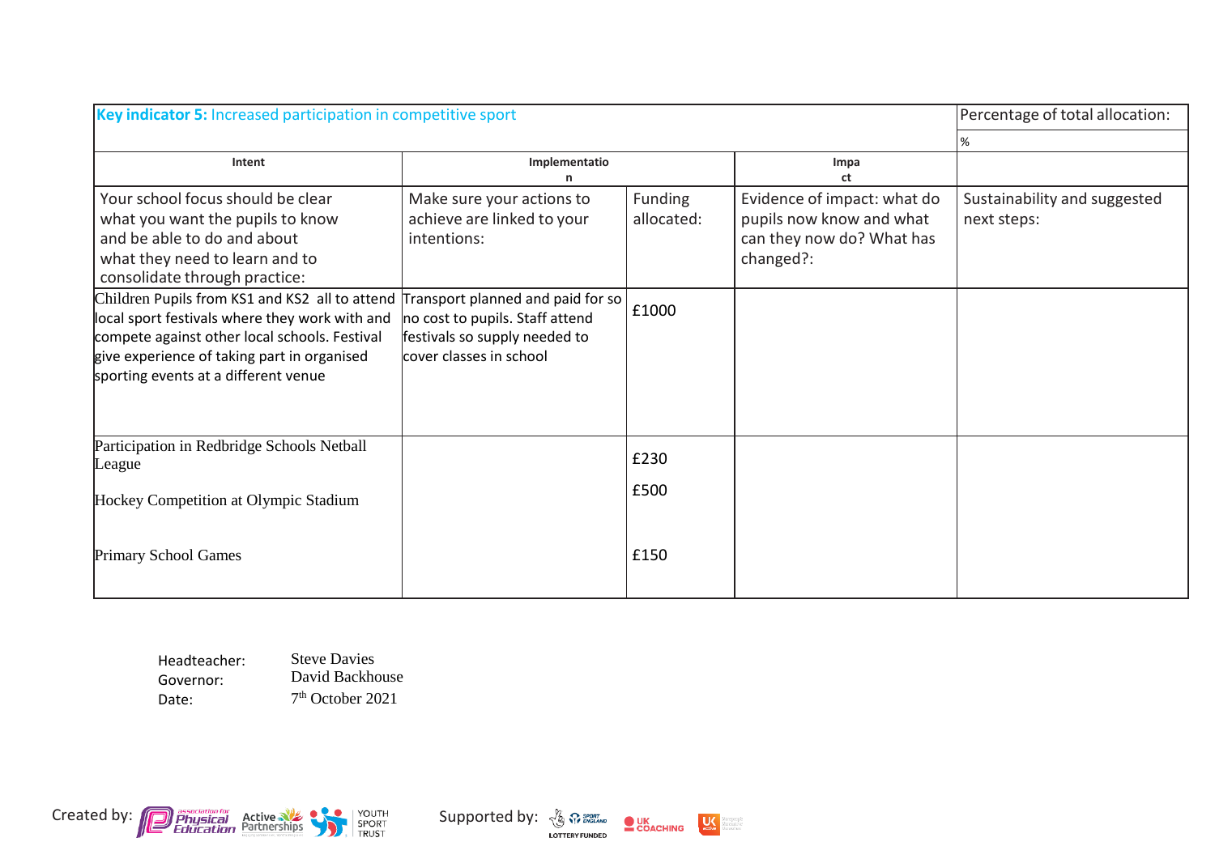| **Key indicator 5:** Increased participation in competitive sport | | | | Percentage of total allocation: |
|---|---|---|---|---|
| | | | | % |
| Intent | Implementation | | Impact | |
| Your school focus should be clear what you want the pupils to know and be able to do and about what they need to learn and to consolidate through practice: | Make sure your actions to achieve are linked to your intentions: | Funding allocated: | Evidence of impact: what do pupils now know and what can they now do? What has changed?: | Sustainability and suggested next steps: |
| Children Pupils from KS1 and KS2 all to attend local sport festivals where they work with and compete against other local schools. Festival give experience of taking part in organised sporting events at a different venue | Transport planned and paid for so no cost to pupils. Staff attend festivals so supply needed to cover classes in school | £1000 | | |
| Participation in Redbridge Schools Netball League<br><br>Hockey Competition at Olympic Stadium<br><br>Primary School Games | | £230<br><br>£500<br><br>£150 | | |

Headteacher: Steve Davies
Governor: David Backhouse
Date: 7th October 2021

Created by: association for Physical Education, Active Partnerships, Youth Sport Trust

Supported by: Sport England, UK Coaching, UK Active